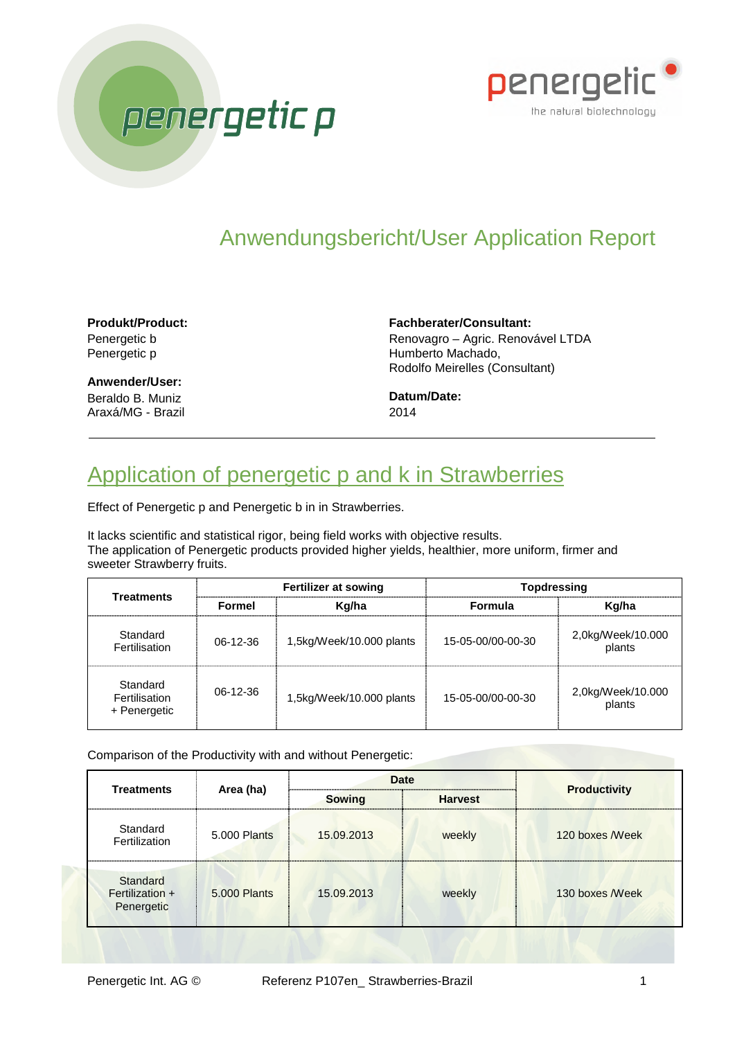# Anwendungsbericht/User Application Report

**Produkt/Product:**
Penergetic b
Penergetic p

**Anwender/User:**
Beraldo B. Muniz
Araxá/MG - Brazil

**Fachberater/Consultant:**
Renovagro – Agric. Renovável LTDA
Humberto Machado,
Rodolfo Meirelles (Consultant)

**Datum/Date:**
2014

---

## Application of penergetic p and k in Strawberries

Effect of Penergetic p and Penergetic b in in Strawberries.

It lacks scientific and statistical rigor, being field works with objective results.
The application of Penergetic products provided higher yields, healthier, more uniform, firmer and sweeter Strawberry fruits.

| Treatments | Fertilizer at sowing | | Topdressing | |
|---|---|---|---|---|
| | Formel | Kg/ha | Formula | Kg/ha |
| Standard Fertilisation | 06-12-36 | 1,5kg/Week/10.000 plants | 15-05-00/00-00-30 | 2,0kg/Week/10.000 plants |
| Standard Fertilisation + Penergetic | 06-12-36 | 1,5kg/Week/10.000 plants | 15-05-00/00-00-30 | 2,0kg/Week/10.000 plants |

Comparison of the Productivity with and without Penergetic:

| Treatments | Area (ha) | Date | | Productivity |
|---|---|---|---|---|
| | | Sowing | Harvest | |
| Standard Fertilization | 5.000 Plants | 15.09.2013 | weekly | 120 boxes /Week |
| Standard Fertilization + Penergetic | 5.000 Plants | 15.09.2013 | weekly | 130 boxes /Week |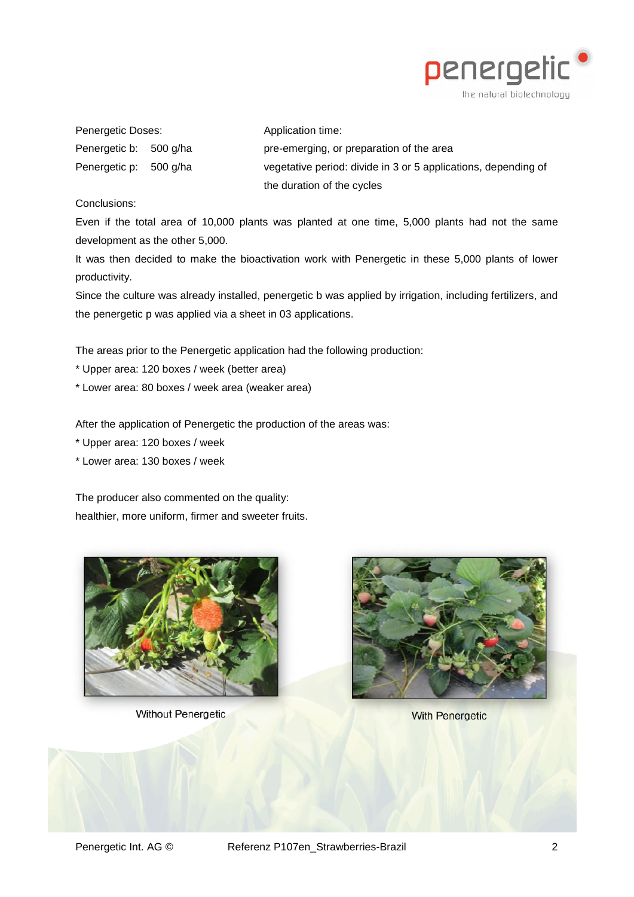| | |
|---|---|
| Penergetic Doses: | Application time: |
| Penergetic b: 500 g/ha | pre-emerging, or preparation of the area |
| Penergetic p: 500 g/ha | vegetative period: divide in 3 or 5 applications, depending of the duration of the cycles |

Conclusions:

Even if the total area of 10,000 plants was planted at one time, 5,000 plants had not the same development as the other 5,000.

It was then decided to make the bioactivation work with Penergetic in these 5,000 plants of lower productivity.

Since the culture was already installed, penergetic b was applied by irrigation, including fertilizers, and the penergetic p was applied via a sheet in 03 applications.

The areas prior to the Penergetic application had the following production:

* Upper area: 120 boxes / week (better area)
* Lower area: 80 boxes / week area (weaker area)

After the application of Penergetic the production of the areas was:

* Upper area: 120 boxes / week
* Lower area: 130 boxes / week

The producer also commented on the quality:
healthier, more uniform, firmer and sweeter fruits.

Without Penergetic

With Penergetic